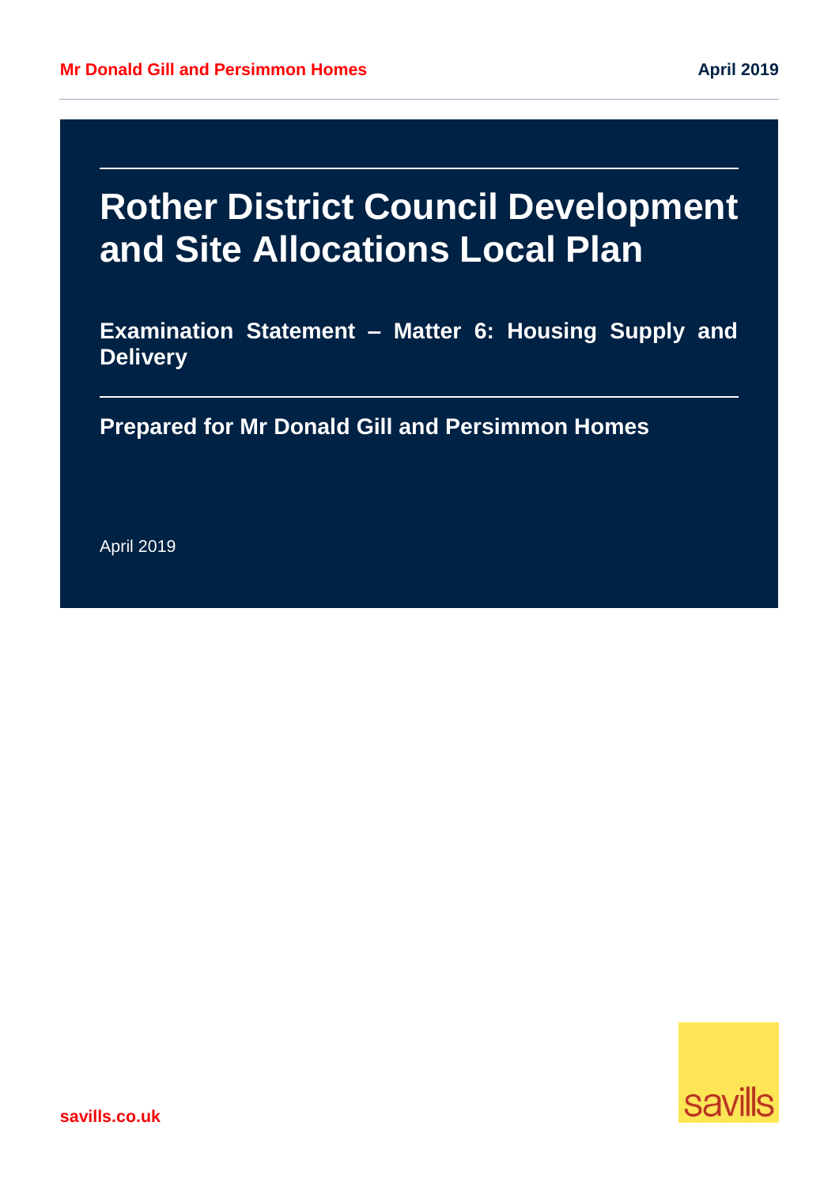# Rother District Council Development and Site Allocations Local Plan

## Examination Statement – Matter 6: Housing Supply and Delivery

**Prepared for Mr Donald Gill and Persimmon Homes**

April 2019

savills.co.uk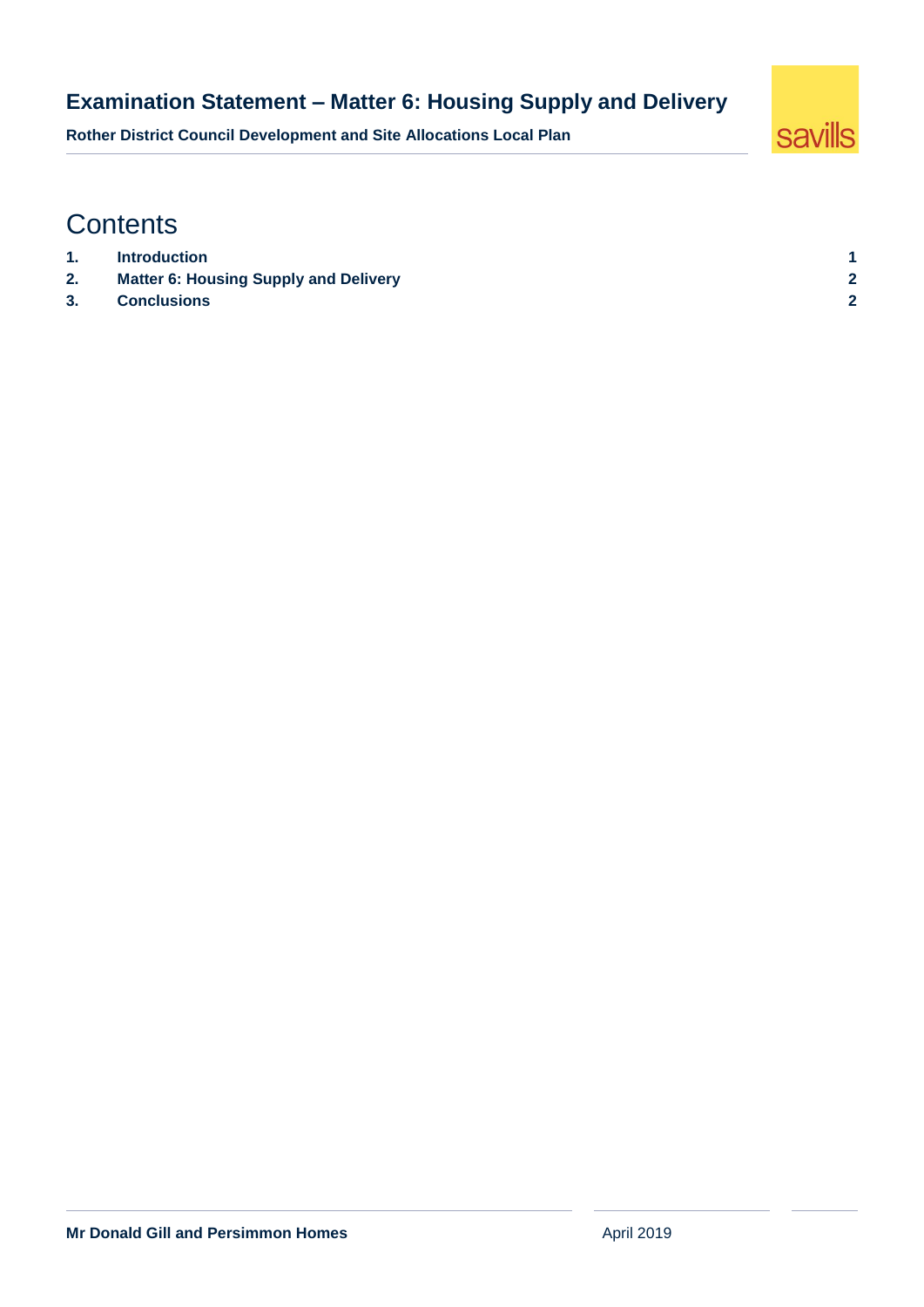# Contents

| | | |
|---|---|---|
| 1. | **Introduction** | 1 |
| 2. | **Matter 6: Housing Supply and Delivery** | 2 |
| 3. | **Conclusions** | 2 |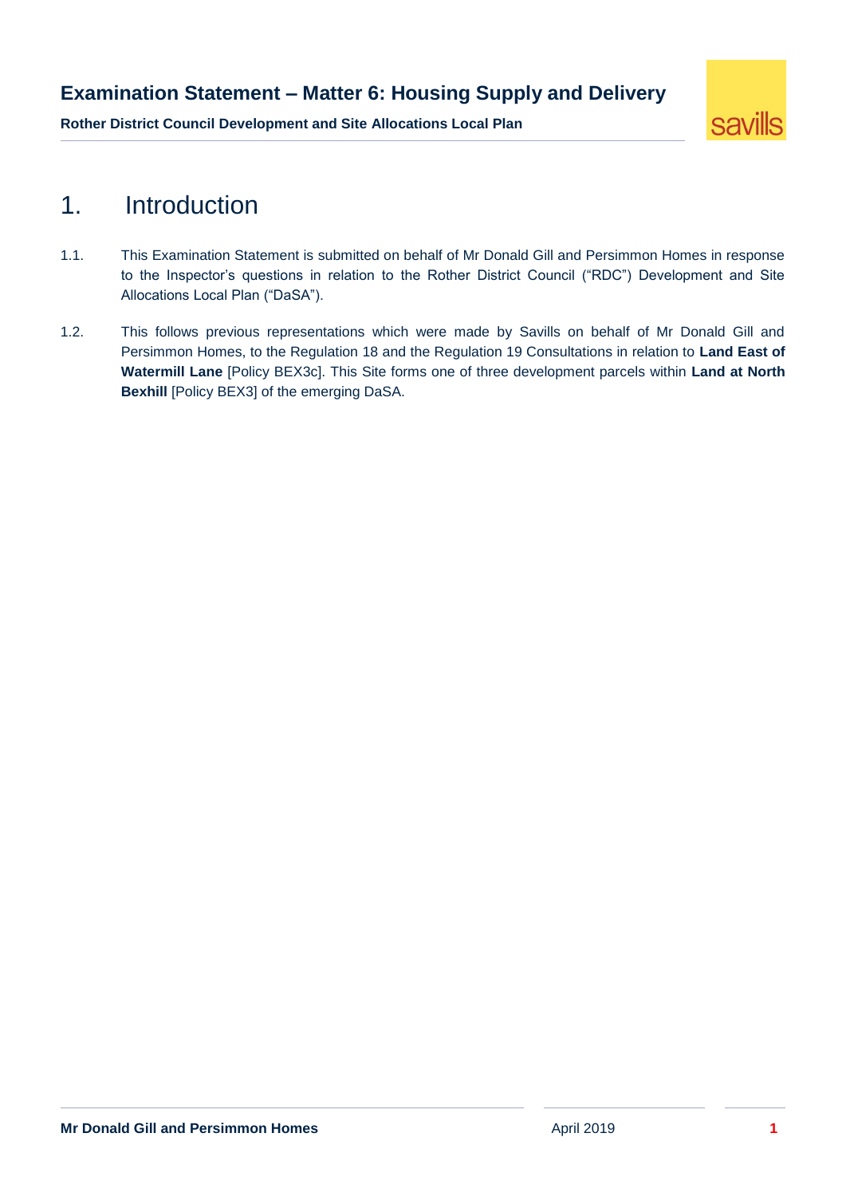# 1. Introduction

1.1. This Examination Statement is submitted on behalf of Mr Donald Gill and Persimmon Homes in response to the Inspector's questions in relation to the Rother District Council ("RDC") Development and Site Allocations Local Plan ("DaSA").

1.2. This follows previous representations which were made by Savills on behalf of Mr Donald Gill and Persimmon Homes, to the Regulation 18 and the Regulation 19 Consultations in relation to **Land East of Watermill Lane** [Policy BEX3c]. This Site forms one of three development parcels within **Land at North Bexhill** [Policy BEX3] of the emerging DaSA.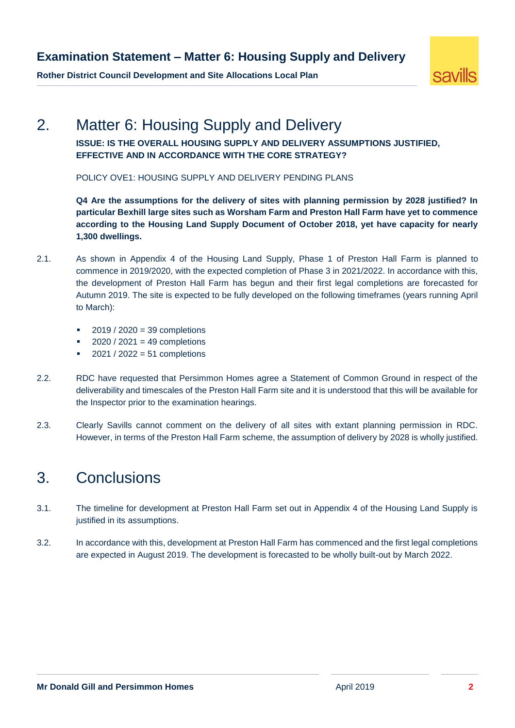## 2. Matter 6: Housing Supply and Delivery

**ISSUE: IS THE OVERALL HOUSING SUPPLY AND DELIVERY ASSUMPTIONS JUSTIFIED, EFFECTIVE AND IN ACCORDANCE WITH THE CORE STRATEGY?**

POLICY OVE1: HOUSING SUPPLY AND DELIVERY PENDING PLANS

**Q4 Are the assumptions for the delivery of sites with planning permission by 2028 justified? In particular Bexhill large sites such as Worsham Farm and Preston Hall Farm have yet to commence according to the Housing Land Supply Document of October 2018, yet have capacity for nearly 1,300 dwellings.**

2.1. As shown in Appendix 4 of the Housing Land Supply, Phase 1 of Preston Hall Farm is planned to commence in 2019/2020, with the expected completion of Phase 3 in 2021/2022. In accordance with this, the development of Preston Hall Farm has begun and their first legal completions are forecasted for Autumn 2019. The site is expected to be fully developed on the following timeframes (years running April to March):

- 2019 / 2020 = 39 completions
- 2020 / 2021 = 49 completions
- 2021 / 2022 = 51 completions

2.2. RDC have requested that Persimmon Homes agree a Statement of Common Ground in respect of the deliverability and timescales of the Preston Hall Farm site and it is understood that this will be available for the Inspector prior to the examination hearings.

2.3. Clearly Savills cannot comment on the delivery of all sites with extant planning permission in RDC. However, in terms of the Preston Hall Farm scheme, the assumption of delivery by 2028 is wholly justified.

## 3. Conclusions

3.1. The timeline for development at Preston Hall Farm set out in Appendix 4 of the Housing Land Supply is justified in its assumptions.

3.2. In accordance with this, development at Preston Hall Farm has commenced and the first legal completions are expected in August 2019. The development is forecasted to be wholly built-out by March 2022.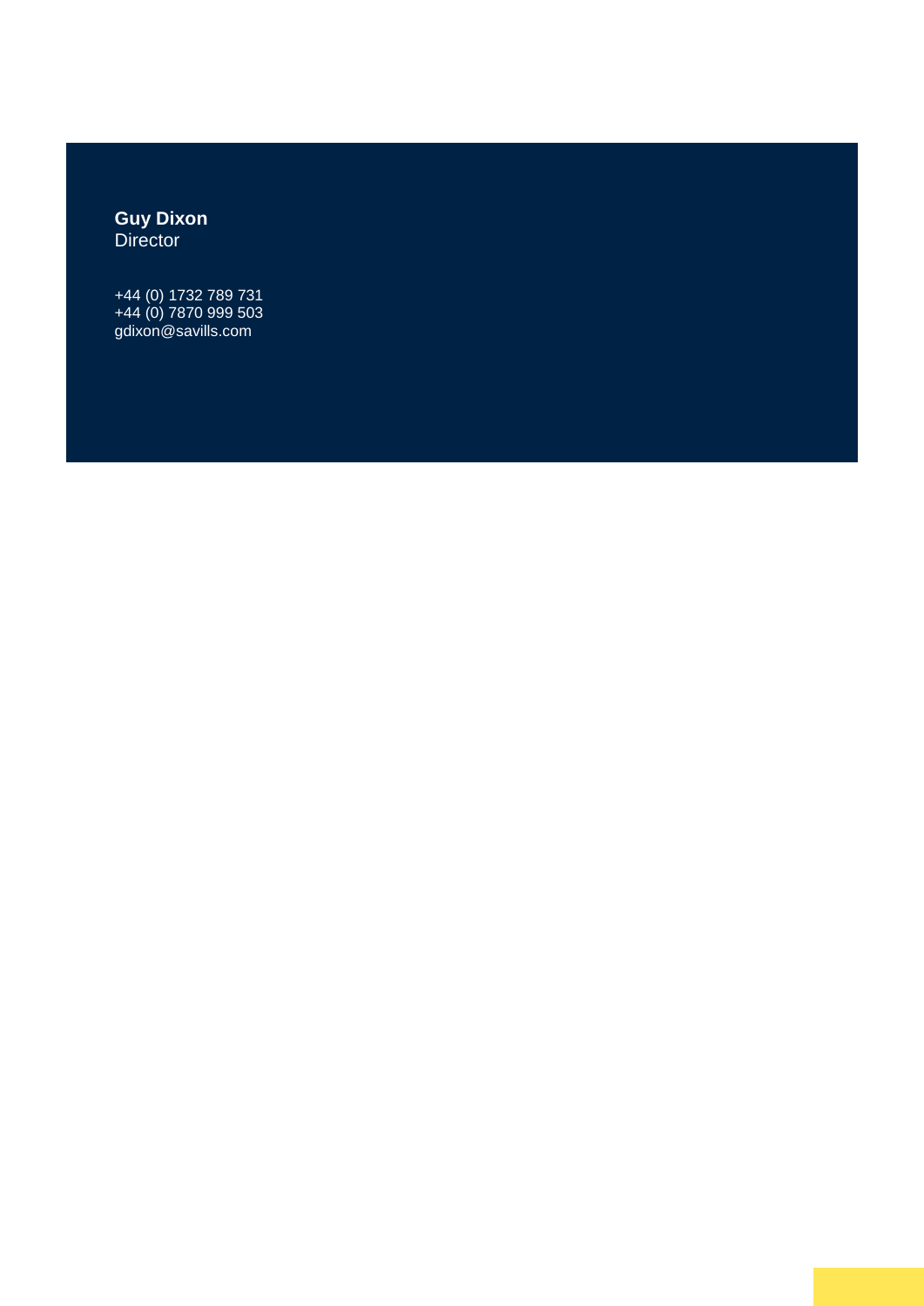**Guy Dixon**
Director

+44 (0) 1732 789 731
+44 (0) 7870 999 503
gdixon@savills.com